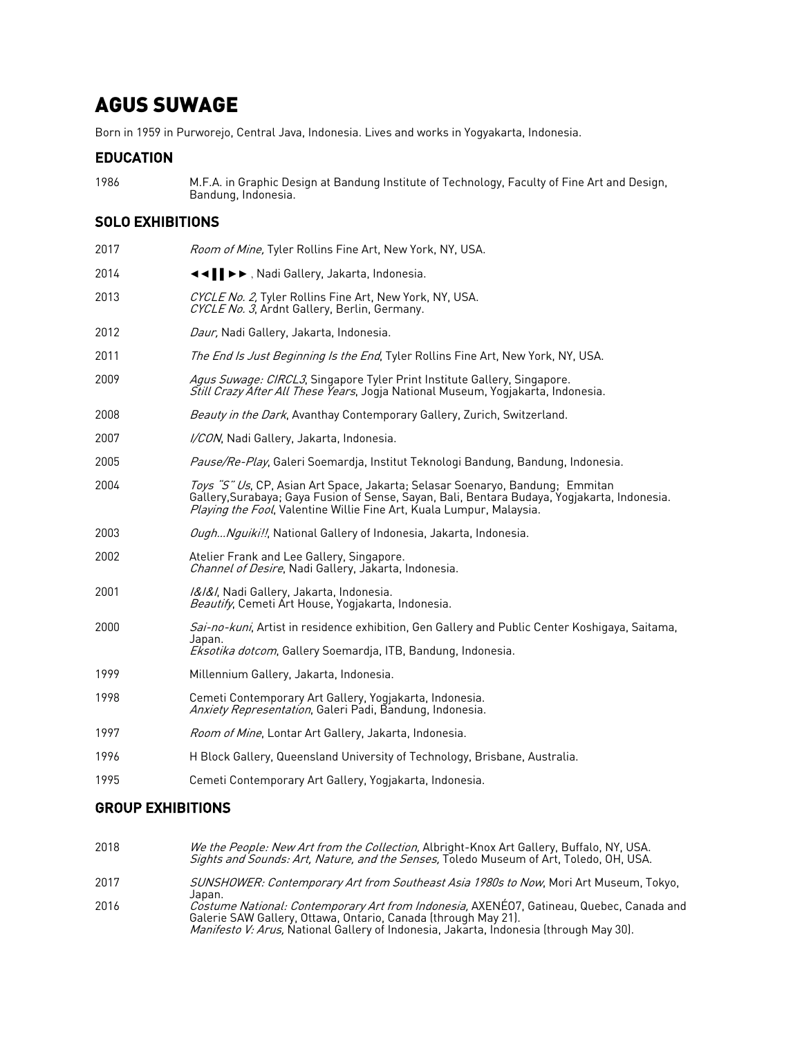# AGUS SUWAGE

Born in 1959 in Purworejo, Central Java, Indonesia. Lives and works in Yogyakarta, Indonesia.

## EDUCATION

1986 M.F.A. in Graphic Design at Bandung Institute of Technology, Faculty of Fine Art and Design, Bandung, Indonesia.

## SOLO EXHIBITIONS

2017 *Room of Mine,* Tyler Rollins Fine Art, New York, NY, USA.

2014 ◄◄❚❚►► , Nadi Gallery, Jakarta, Indonesia.

2013 *CYCLE No. 2*, Tyler Rollins Fine Art, New York, NY, USA.
*CYCLE No. 3*, Ardnt Gallery, Berlin, Germany.

2012 *Daur,* Nadi Gallery, Jakarta, Indonesia.

2011 *The End Is Just Beginning Is the End*, Tyler Rollins Fine Art, New York, NY, USA.

2009 *Agus Suwage: CIRCL3*, Singapore Tyler Print Institute Gallery, Singapore.
*Still Crazy After All These Years*, Jogja National Museum, Yogjakarta, Indonesia.

2008 *Beauty in the Dark*, Avanthay Contemporary Gallery, Zurich, Switzerland.

2007 *I/CON*, Nadi Gallery, Jakarta, Indonesia.

2005 *Pause/Re-Play*, Galeri Soemardja, Institut Teknologi Bandung, Bandung, Indonesia.

2004 *Toys "S" Us*, CP, Asian Art Space, Jakarta; Selasar Soenaryo, Bandung; Emmitan Gallery,Surabaya; Gaya Fusion of Sense, Sayan, Bali, Bentara Budaya, Yogjakarta, Indonesia.
*Playing the Fool*, Valentine Willie Fine Art, Kuala Lumpur, Malaysia.

2003 *Ough...Nguiki!!*, National Gallery of Indonesia, Jakarta, Indonesia.

2002 Atelier Frank and Lee Gallery, Singapore.
*Channel of Desire*, Nadi Gallery, Jakarta, Indonesia.

2001 *I&I&I*, Nadi Gallery, Jakarta, Indonesia.
*Beautify*, Cemeti Art House, Yogjakarta, Indonesia.

2000 *Sai-no-kuni*, Artist in residence exhibition, Gen Gallery and Public Center Koshigaya, Saitama, Japan.
*Eksotika dotcom*, Gallery Soemardja, ITB, Bandung, Indonesia.

1999 Millennium Gallery, Jakarta, Indonesia.

1998 Cemeti Contemporary Art Gallery, Yogjakarta, Indonesia.
*Anxiety Representation*, Galeri Padi, Bandung, Indonesia.

1997 *Room of Mine*, Lontar Art Gallery, Jakarta, Indonesia.

1996 H Block Gallery, Queensland University of Technology, Brisbane, Australia.

1995 Cemeti Contemporary Art Gallery, Yogjakarta, Indonesia.

## GROUP EXHIBITIONS

2018 *We the People: New Art from the Collection,* Albright-Knox Art Gallery, Buffalo, NY, USA.
*Sights and Sounds: Art, Nature, and the Senses,* Toledo Museum of Art, Toledo, OH, USA.

2017 *SUNSHOWER: Contemporary Art from Southeast Asia 1980s to Now*, Mori Art Museum, Tokyo, Japan.

2016 *Costume National: Contemporary Art from Indonesia,* AXENÉO7, Gatineau, Quebec, Canada and Galerie SAW Gallery, Ottawa, Ontario, Canada (through May 21).
*Manifesto V: Arus,* National Gallery of Indonesia, Jakarta, Indonesia (through May 30).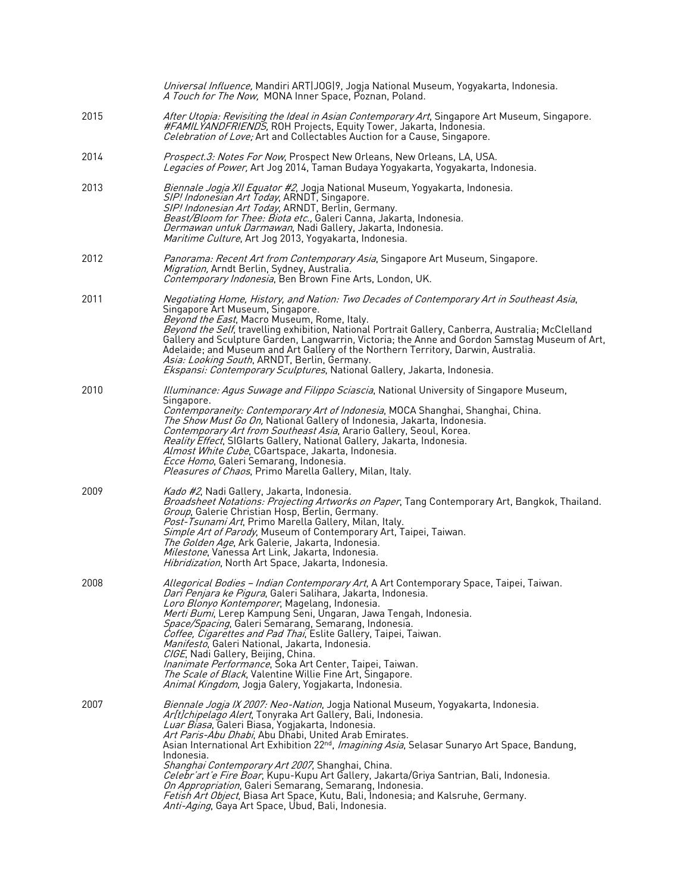*Universal Influence,* Mandiri ART|JOG|9, Jogja National Museum, Yogyakarta, Indonesia.
*A Touch for The Now,* MONA Inner Space, Poznan, Poland.

2015 *After Utopia: Revisiting the Ideal in Asian Contemporary Art*, Singapore Art Museum, Singapore.
*#FAMILYANDFRIENDS*, ROH Projects, Equity Tower, Jakarta, Indonesia.
*Celebration of Love;* Art and Collectables Auction for a Cause, Singapore.

2014 *Prospect.3: Notes For Now*, Prospect New Orleans, New Orleans, LA, USA.
*Legacies of Power,* Art Jog 2014, Taman Budaya Yogyakarta, Yogyakarta, Indonesia.

2013 *Biennale Jogja XII Equator #2*, Jogja National Museum, Yogyakarta, Indonesia.
*SIP! Indonesian Art Today*, ARNDT, Singapore.
*SIP! Indonesian Art Today*, ARNDT, Berlin, Germany.
*Beast/Bloom for Thee: Biota etc.,* Galeri Canna, Jakarta, Indonesia.
*Dermawan untuk Darmawan*, Nadi Gallery, Jakarta, Indonesia.
*Maritime Culture*, Art Jog 2013, Yogyakarta, Indonesia.

2012 *Panorama: Recent Art from Contemporary Asia*, Singapore Art Museum, Singapore.
*Migration,* Arndt Berlin, Sydney, Australia.
*Contemporary Indonesia*, Ben Brown Fine Arts, London, UK.

2011 *Negotiating Home, History, and Nation: Two Decades of Contemporary Art in Southeast Asia*, Singapore Art Museum, Singapore.
*Beyond the East*, Macro Museum, Rome, Italy.
*Beyond the Self*, travelling exhibition, National Portrait Gallery, Canberra, Australia; McClelland Gallery and Sculpture Garden, Langwarrin, Victoria; the Anne and Gordon Samstag Museum of Art, Adelaide; and Museum and Art Gallery of the Northern Territory, Darwin, Australia.
*Asia: Looking South*, ARNDT, Berlin, Germany.
*Ekspansi: Contemporary Sculptures*, National Gallery, Jakarta, Indonesia.

2010 *Illuminance: Agus Suwage and Filippo Sciascia*, National University of Singapore Museum, Singapore.
*Contemporaneity: Contemporary Art of Indonesia*, MOCA Shanghai, Shanghai, China.
*The Show Must Go On,* National Gallery of Indonesia, Jakarta, Indonesia.
*Contemporary Art from Southeast Asia*, Arario Gallery, Seoul, Korea.
*Reality Effect*, SIGIarts Gallery, National Gallery, Jakarta, Indonesia.
*Almost White Cube*, CGartspace, Jakarta, Indonesia.
*Ecce Homo*, Galeri Semarang, Indonesia.
*Pleasures of Chaos*, Primo Marella Gallery, Milan, Italy.

2009 *Kado #2*, Nadi Gallery, Jakarta, Indonesia.
*Broadsheet Notations: Projecting Artworks on Paper*, Tang Contemporary Art, Bangkok, Thailand.
*Group*, Galerie Christian Hosp, Berlin, Germany.
*Post-Tsunami Art*, Primo Marella Gallery, Milan, Italy.
*Simple Art of Parody*, Museum of Contemporary Art, Taipei, Taiwan.
*The Golden Age*, Ark Galerie, Jakarta, Indonesia.
*Milestone*, Vanessa Art Link, Jakarta, Indonesia.
*Hibridization*, North Art Space, Jakarta, Indonesia.

2008 *Allegorical Bodies – Indian Contemporary Art*, A Art Contemporary Space, Taipei, Taiwan.
*Dari Penjara ke Pigura*, Galeri Salihara, Jakarta, Indonesia.
*Loro Blonyo Kontemporer*, Magelang, Indonesia.
*Merti Bumi*, Lerep Kampung Seni, Ungaran, Jawa Tengah, Indonesia.
*Space/Spacing*, Galeri Semarang, Semarang, Indonesia.
*Coffee, Cigarettes and Pad Thai*, Eslite Gallery, Taipei, Taiwan.
*Manifesto*, Galeri National, Jakarta, Indonesia.
*CIGE*, Nadi Gallery, Beijing, China.
*Inanimate Performance*, Soka Art Center, Taipei, Taiwan.
*The Scale of Black*, Valentine Willie Fine Art, Singapore.
*Animal Kingdom*, Jogja Galery, Yogjakarta, Indonesia.

2007 *Biennale Jogja IX 2007: Neo-Nation*, Jogja National Museum, Yogyakarta, Indonesia.
*Ar[t]chipelago Alert*, Tonyraka Art Gallery, Bali, Indonesia.
*Luar Biasa*, Galeri Biasa, Yogjakarta, Indonesia.
*Art Paris-Abu Dhabi*, Abu Dhabi, United Arab Emirates.
Asian International Art Exhibition 22nd, *Imagining Asia*, Selasar Sunaryo Art Space, Bandung, Indonesia.
*Shanghai Contemporary Art 2007*, Shanghai, China.
*Celebr'art'e Fire Boar*, Kupu-Kupu Art Gallery, Jakarta/Griya Santrian, Bali, Indonesia.
*On Appropriation*, Galeri Semarang, Semarang, Indonesia.
*Fetish Art Object*, Biasa Art Space, Kutu, Bali, Indonesia; and Kalsruhe, Germany.
*Anti-Aging*, Gaya Art Space, Ubud, Bali, Indonesia.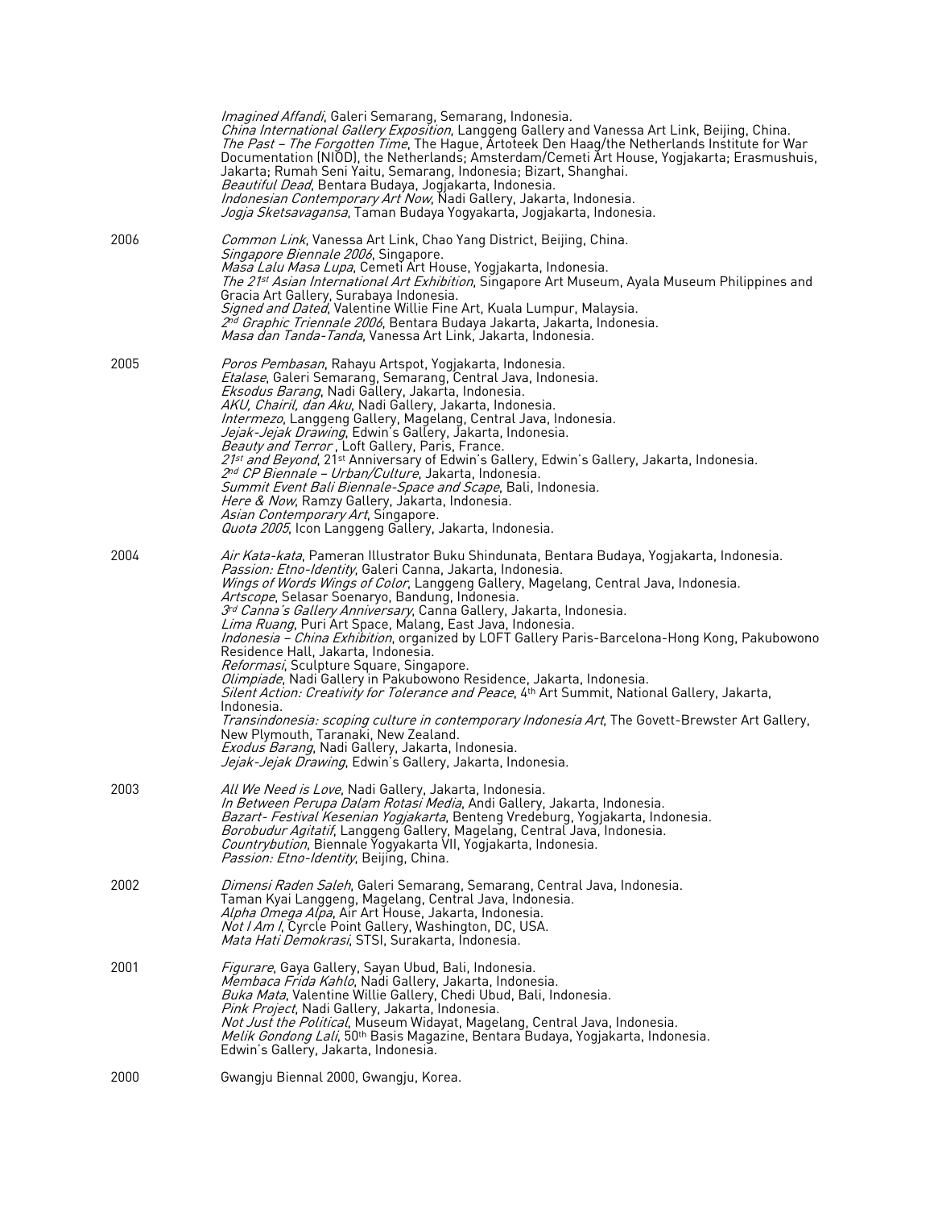*Imagined Affandi*, Galeri Semarang, Semarang, Indonesia.
*China International Gallery Exposition*, Langgeng Gallery and Vanessa Art Link, Beijing, China.
*The Past – The Forgotten Time*, The Hague, Artoteek Den Haag/the Netherlands Institute for War Documentation (NIOD), the Netherlands; Amsterdam/Cemeti Art House, Yogjakarta; Erasmushuis, Jakarta; Rumah Seni Yaitu, Semarang, Indonesia; Bizart, Shanghai.
*Beautiful Dead*, Bentara Budaya, Jogjakarta, Indonesia.
*Indonesian Contemporary Art Now*, Nadi Gallery, Jakarta, Indonesia.
*Jogja Sketsavagansa*, Taman Budaya Yogyakarta, Jogjakarta, Indonesia.

2006
*Common Link*, Vanessa Art Link, Chao Yang District, Beijing, China.
*Singapore Biennale 2006*, Singapore.
*Masa Lalu Masa Lupa*, Cemeti Art House, Yogjakarta, Indonesia.
*The 21st Asian International Art Exhibition*, Singapore Art Museum, Ayala Museum Philippines and Gracia Art Gallery, Surabaya Indonesia.
*Signed and Dated*, Valentine Willie Fine Art, Kuala Lumpur, Malaysia.
*2nd Graphic Triennale 2006*, Bentara Budaya Jakarta, Jakarta, Indonesia.
*Masa dan Tanda-Tanda*, Vanessa Art Link, Jakarta, Indonesia.

2005
*Poros Pembasan*, Rahayu Artspot, Yogjakarta, Indonesia.
*Etalase*, Galeri Semarang, Semarang, Central Java, Indonesia.
*Eksodus Barang*, Nadi Gallery, Jakarta, Indonesia.
*AKU, Chairil, dan Aku*, Nadi Gallery, Jakarta, Indonesia.
*Intermezo*, Langgeng Gallery, Magelang, Central Java, Indonesia.
*Jejak-Jejak Drawing*, Edwin's Gallery, Jakarta, Indonesia.
*Beauty and Terror*, Loft Gallery, Paris, France.
*21st and Beyond*, 21st Anniversary of Edwin's Gallery, Edwin's Gallery, Jakarta, Indonesia.
*2nd CP Biennale – Urban/Culture*, Jakarta, Indonesia.
*Summit Event Bali Biennale-Space and Scape*, Bali, Indonesia.
*Here & Now*, Ramzy Gallery, Jakarta, Indonesia.
*Asian Contemporary Art*, Singapore.
*Quota 2005*, Icon Langgeng Gallery, Jakarta, Indonesia.

2004
*Air Kata-kata*, Pameran Illustrator Buku Shindunata, Bentara Budaya, Yogjakarta, Indonesia.
*Passion: Etno-Identity*, Galeri Canna, Jakarta, Indonesia.
*Wings of Words Wings of Color*, Langgeng Gallery, Magelang, Central Java, Indonesia.
*Artscope*, Selasar Soenaryo, Bandung, Indonesia.
*3rd Canna's Gallery Anniversary*, Canna Gallery, Jakarta, Indonesia.
*Lima Ruang*, Puri Art Space, Malang, East Java, Indonesia.
*Indonesia – China Exhibition*, organized by LOFT Gallery Paris-Barcelona-Hong Kong, Pakubowono Residence Hall, Jakarta, Indonesia.
*Reformasi*, Sculpture Square, Singapore.
*Olimpiade*, Nadi Gallery in Pakubowono Residence, Jakarta, Indonesia.
*Silent Action: Creativity for Tolerance and Peace*, 4th Art Summit, National Gallery, Jakarta, Indonesia.
*Transindonesia: scoping culture in contemporary Indonesia Art*, The Govett-Brewster Art Gallery, New Plymouth, Taranaki, New Zealand.
*Exodus Barang*, Nadi Gallery, Jakarta, Indonesia.
*Jejak-Jejak Drawing*, Edwin's Gallery, Jakarta, Indonesia.

2003
*All We Need is Love*, Nadi Gallery, Jakarta, Indonesia.
*In Between Perupa Dalam Rotasi Media*, Andi Gallery, Jakarta, Indonesia.
*Bazart- Festival Kesenian Yogjakarta*, Benteng Vredeburg, Yogjakarta, Indonesia.
*Borobudur Agitatif*, Langgeng Gallery, Magelang, Central Java, Indonesia.
*Countrybution*, Biennale Yogyakarta VII, Yogjakarta, Indonesia.
*Passion: Etno-Identity*, Beijing, China.

2002
*Dimensi Raden Saleh*, Galeri Semarang, Semarang, Central Java, Indonesia.
Taman Kyai Langgeng, Magelang, Central Java, Indonesia.
*Alpha Omega Alpa*, Air Art House, Jakarta, Indonesia.
*Not I Am I*, Cyrcle Point Gallery, Washington, DC, USA.
*Mata Hati Demokrasi*, STSI, Surakarta, Indonesia.

2001
*Figurare*, Gaya Gallery, Sayan Ubud, Bali, Indonesia.
*Membaca Frida Kahlo*, Nadi Gallery, Jakarta, Indonesia.
*Buka Mata*, Valentine Willie Gallery, Chedi Ubud, Bali, Indonesia.
*Pink Project*, Nadi Gallery, Jakarta, Indonesia.
*Not Just the Political*, Museum Widayat, Magelang, Central Java, Indonesia.
*Melik Gondong Lali*, 50th Basis Magazine, Bentara Budaya, Yogjakarta, Indonesia.
Edwin's Gallery, Jakarta, Indonesia.

2000
Gwangju Biennal 2000, Gwangju, Korea.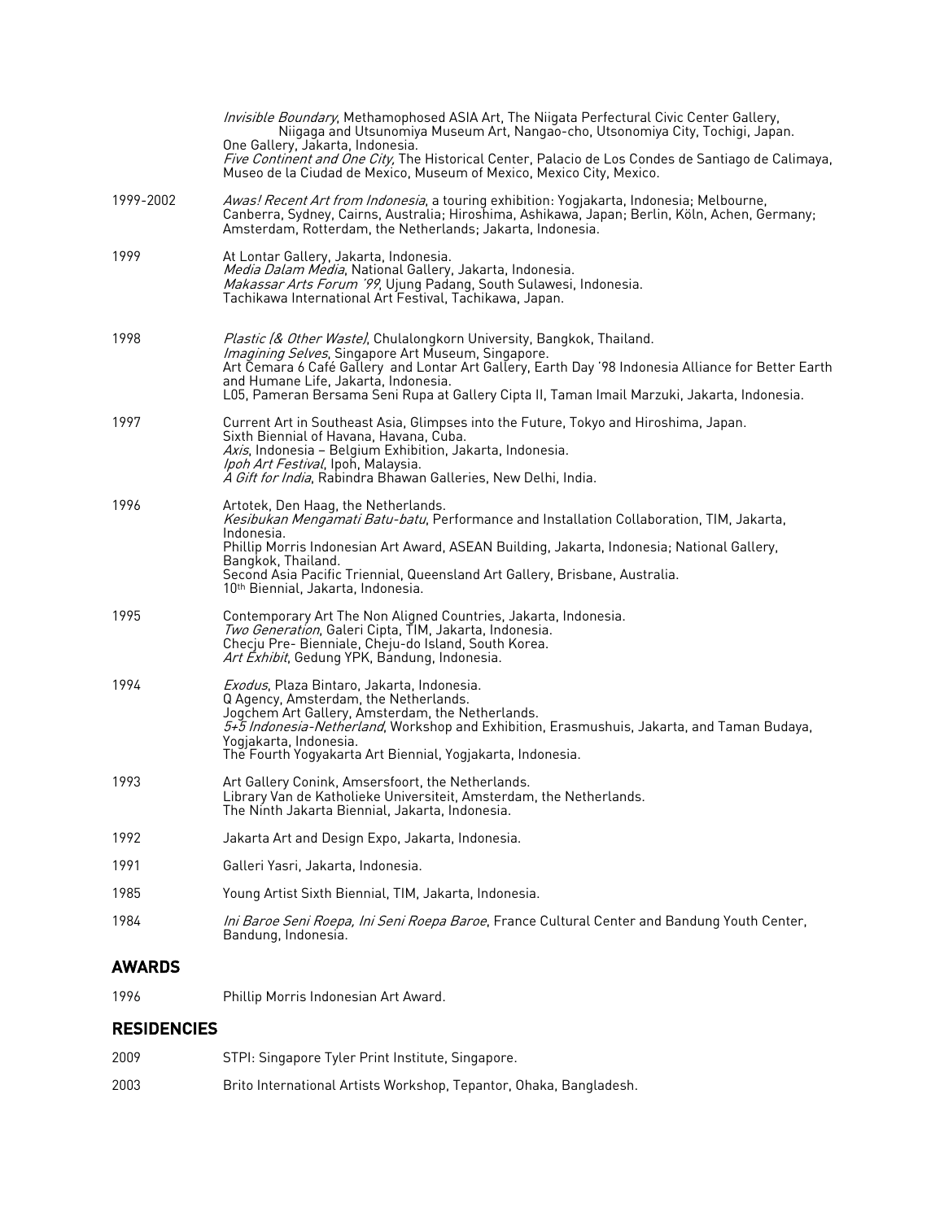*Invisible Boundary*, Methamophosed ASIA Art, The Niigata Perfectural Civic Center Gallery, Niigaga and Utsunomiya Museum Art, Nangao-cho, Utsonomiya City, Tochigi, Japan.
One Gallery, Jakarta, Indonesia.
*Five Continent and One City,* The Historical Center, Palacio de Los Condes de Santiago de Calimaya, Museo de la Ciudad de Mexico, Museum of Mexico, Mexico City, Mexico.

1999-2002 *Awas! Recent Art from Indonesia*, a touring exhibition: Yogjakarta, Indonesia; Melbourne, Canberra, Sydney, Cairns, Australia; Hiroshima, Ashikawa, Japan; Berlin, Köln, Achen, Germany; Amsterdam, Rotterdam, the Netherlands; Jakarta, Indonesia.

1999 At Lontar Gallery, Jakarta, Indonesia.
*Media Dalam Media*, National Gallery, Jakarta, Indonesia.
*Makassar Arts Forum '99*, Ujung Padang, South Sulawesi, Indonesia.
Tachikawa International Art Festival, Tachikawa, Japan.

1998 *Plastic (& Other Waste)*, Chulalongkorn University, Bangkok, Thailand.
*Imagining Selves*, Singapore Art Museum, Singapore.
Art Cemara 6 Café Gallery and Lontar Art Gallery, Earth Day '98 Indonesia Alliance for Better Earth and Humane Life, Jakarta, Indonesia.
L05, Pameran Bersama Seni Rupa at Gallery Cipta II, Taman Imail Marzuki, Jakarta, Indonesia.

1997 Current Art in Southeast Asia, Glimpses into the Future, Tokyo and Hiroshima, Japan.
Sixth Biennial of Havana, Havana, Cuba.
*Axis*, Indonesia – Belgium Exhibition, Jakarta, Indonesia.
*Ipoh Art Festival*, Ipoh, Malaysia.
*A Gift for India*, Rabindra Bhawan Galleries, New Delhi, India.

1996 Artotek, Den Haag, the Netherlands.
*Kesibukan Mengamati Batu-batu*, Performance and Installation Collaboration, TIM, Jakarta, Indonesia.
Phillip Morris Indonesian Art Award, ASEAN Building, Jakarta, Indonesia; National Gallery, Bangkok, Thailand.
Second Asia Pacific Triennial, Queensland Art Gallery, Brisbane, Australia.
10th Biennial, Jakarta, Indonesia.

1995 Contemporary Art The Non Aligned Countries, Jakarta, Indonesia.
*Two Generation*, Galeri Cipta, TIM, Jakarta, Indonesia.
Checju Pre- Bienniale, Cheju-do Island, South Korea.
*Art Exhibit*, Gedung YPK, Bandung, Indonesia.

1994 *Exodus*, Plaza Bintaro, Jakarta, Indonesia.
Q Agency, Amsterdam, the Netherlands.
Jogchem Art Gallery, Amsterdam, the Netherlands.
*5+5 Indonesia-Netherland*, Workshop and Exhibition, Erasmushuis, Jakarta, and Taman Budaya, Yogjakarta, Indonesia.
The Fourth Yogyakarta Art Biennial, Yogjakarta, Indonesia.

1993 Art Gallery Conink, Amsersfoort, the Netherlands.
Library Van de Katholieke Universiteit, Amsterdam, the Netherlands.
The Ninth Jakarta Biennial, Jakarta, Indonesia.

1992 Jakarta Art and Design Expo, Jakarta, Indonesia.

1991 Galleri Yasri, Jakarta, Indonesia.

1985 Young Artist Sixth Biennial, TIM, Jakarta, Indonesia.

1984 *Ini Baroe Seni Roepa, Ini Seni Roepa Baroe*, France Cultural Center and Bandung Youth Center, Bandung, Indonesia.

## AWARDS

1996 Phillip Morris Indonesian Art Award.

## RESIDENCIES

2009 STPI: Singapore Tyler Print Institute, Singapore.

2003 Brito International Artists Workshop, Tepantor, Ohaka, Bangladesh.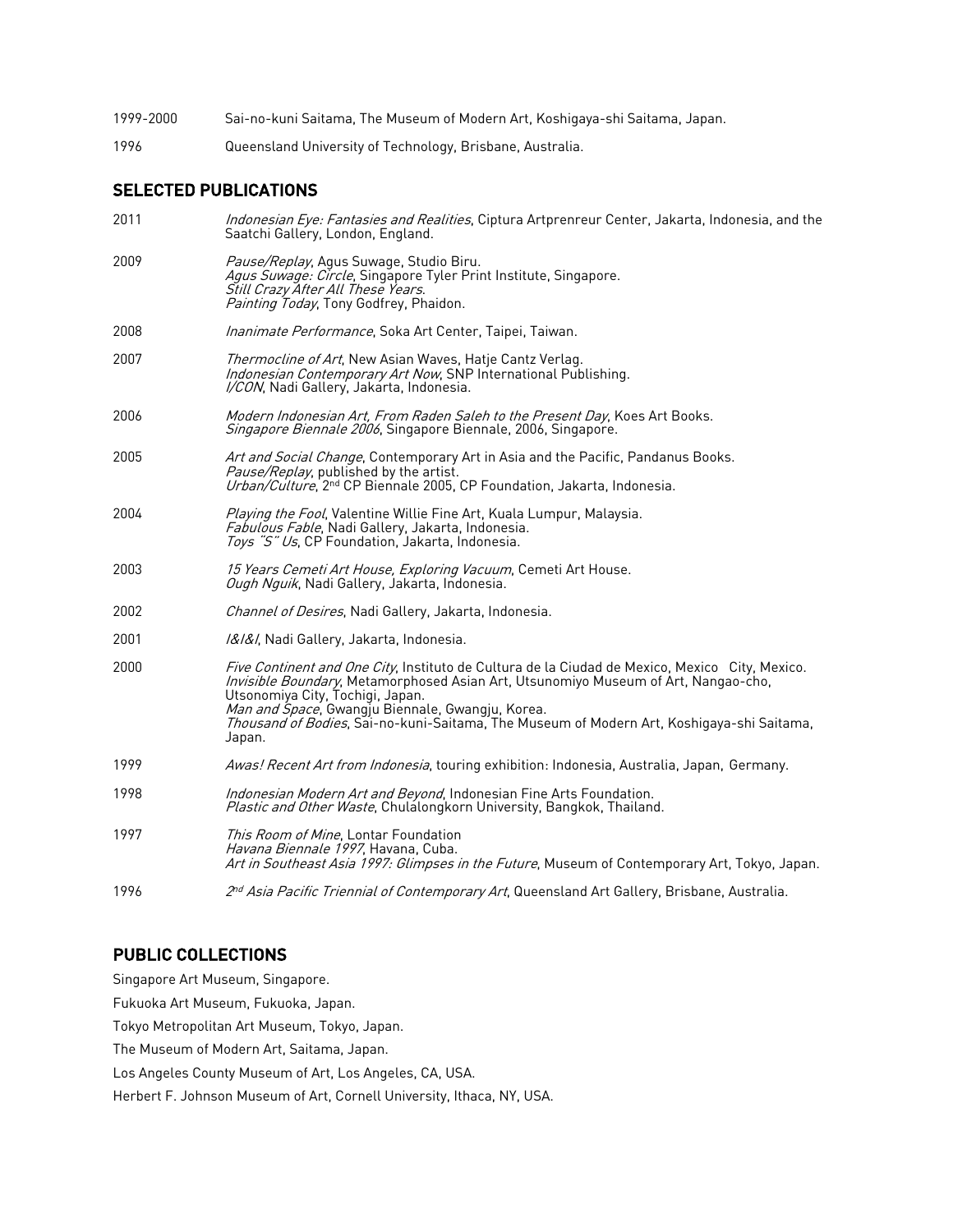1999-2000 Sai-no-kuni Saitama, The Museum of Modern Art, Koshigaya-shi Saitama, Japan.

1996 Queensland University of Technology, Brisbane, Australia.

## SELECTED PUBLICATIONS

2011 *Indonesian Eye: Fantasies and Realities*, Ciptura Artprenreur Center, Jakarta, Indonesia, and the Saatchi Gallery, London, England.

2009 *Pause/Replay*, Agus Suwage, Studio Biru.
*Agus Suwage: Circle*, Singapore Tyler Print Institute, Singapore.
*Still Crazy After All These Years*.
*Painting Today*, Tony Godfrey, Phaidon.

2008 *Inanimate Performance*, Soka Art Center, Taipei, Taiwan.

2007 *Thermocline of Art*, New Asian Waves, Hatje Cantz Verlag.
*Indonesian Contemporary Art Now*, SNP International Publishing.
*I/CON*, Nadi Gallery, Jakarta, Indonesia.

2006 *Modern Indonesian Art, From Raden Saleh to the Present Day*, Koes Art Books.
*Singapore Biennale 2006*, Singapore Biennale, 2006, Singapore.

2005 *Art and Social Change*, Contemporary Art in Asia and the Pacific, Pandanus Books.
*Pause/Replay*, published by the artist.
*Urban/Culture*, 2nd CP Biennale 2005, CP Foundation, Jakarta, Indonesia.

2004 *Playing the Fool*, Valentine Willie Fine Art, Kuala Lumpur, Malaysia.
*Fabulous Fable*, Nadi Gallery, Jakarta, Indonesia.
*Toys "S" Us*, CP Foundation, Jakarta, Indonesia.

2003 *15 Years Cemeti Art House, Exploring Vacuum*, Cemeti Art House.
*Ough Nguik*, Nadi Gallery, Jakarta, Indonesia.

2002 *Channel of Desires*, Nadi Gallery, Jakarta, Indonesia.

2001 *I&I&I*, Nadi Gallery, Jakarta, Indonesia.

2000 *Five Continent and One City*, Instituto de Cultura de la Ciudad de Mexico, Mexico City, Mexico.
*Invisible Boundary*, Metamorphosed Asian Art, Utsunomiyo Museum of Art, Nangao-cho, Utsonomiya City, Tochigi, Japan.
*Man and Space*, Gwangju Biennale, Gwangju, Korea.
*Thousand of Bodies*, Sai-no-kuni-Saitama, The Museum of Modern Art, Koshigaya-shi Saitama, Japan.

1999 *Awas! Recent Art from Indonesia*, touring exhibition: Indonesia, Australia, Japan, Germany.

1998 *Indonesian Modern Art and Beyond*, Indonesian Fine Arts Foundation.
*Plastic and Other Waste*, Chulalongkorn University, Bangkok, Thailand.

1997 *This Room of Mine*, Lontar Foundation
*Havana Biennale 1997*, Havana, Cuba.
*Art in Southeast Asia 1997: Glimpses in the Future*, Museum of Contemporary Art, Tokyo, Japan.

1996 *2nd Asia Pacific Triennial of Contemporary Art*, Queensland Art Gallery, Brisbane, Australia.

## PUBLIC COLLECTIONS

Singapore Art Museum, Singapore.

Fukuoka Art Museum, Fukuoka, Japan.

Tokyo Metropolitan Art Museum, Tokyo, Japan.

The Museum of Modern Art, Saitama, Japan.

Los Angeles County Museum of Art, Los Angeles, CA, USA.

Herbert F. Johnson Museum of Art, Cornell University, Ithaca, NY, USA.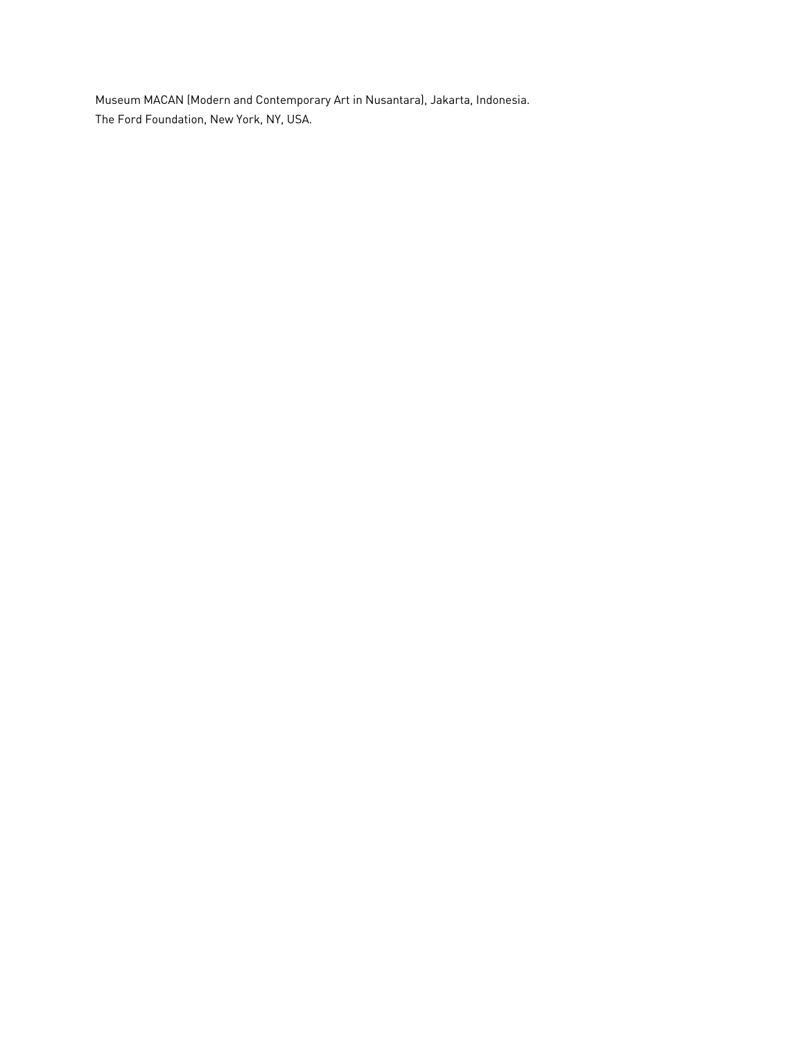Museum MACAN (Modern and Contemporary Art in Nusantara), Jakarta, Indonesia.
The Ford Foundation, New York, NY, USA.